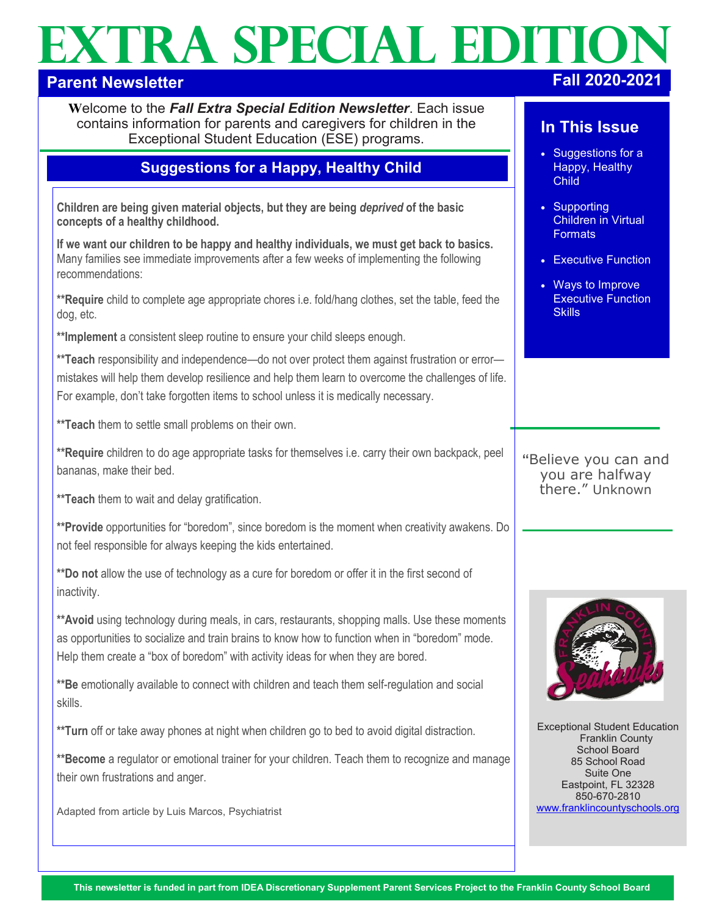# EXTRA SPECIAL EDITION

**Parent Newsletter** **Fall 2020-2021**

Welcome to the ***Fall Extra Special Edition Newsletter***. Each issue contains information for parents and caregivers for children in the Exceptional Student Education (ESE) programs.

## Suggestions for a Happy, Healthy Child

**Children are being given material objects, but they are being *deprived* of the basic concepts of a healthy childhood.**

**If we want our children to be happy and healthy individuals, we must get back to basics.** Many families see immediate improvements after a few weeks of implementing the following recommendations:

****Require** child to complete age appropriate chores i.e. fold/hang clothes, set the table, feed the dog, etc.

****Implement** a consistent sleep routine to ensure your child sleeps enough.

****Teach** responsibility and independence—do not over protect them against frustration or error—mistakes will help them develop resilience and help them learn to overcome the challenges of life. For example, don't take forgotten items to school unless it is medically necessary.

****Teach** them to settle small problems on their own.

****Require** children to do age appropriate tasks for themselves i.e. carry their own backpack, peel bananas, make their bed.

****Teach** them to wait and delay gratification.

****Provide** opportunities for "boredom", since boredom is the moment when creativity awakens. Do not feel responsible for always keeping the kids entertained.

****Do not** allow the use of technology as a cure for boredom or offer it in the first second of inactivity.

****Avoid** using technology during meals, in cars, restaurants, shopping malls. Use these moments as opportunities to socialize and train brains to know how to function when in "boredom" mode. Help them create a "box of boredom" with activity ideas for when they are bored.

****Be** emotionally available to connect with children and teach them self-regulation and social skills.

****Turn** off or take away phones at night when children go to bed to avoid digital distraction.

****Become** a regulator or emotional trainer for your children. Teach them to recognize and manage their own frustrations and anger.

Adapted from article by Luis Marcos, Psychiatrist

## In This Issue

- Suggestions for a Happy, Healthy Child
- Supporting Children in Virtual Formats
- Executive Function
- Ways to Improve Executive Function Skills

"Believe you can and you are halfway there." Unknown

Exceptional Student Education
Franklin County
School Board
85 School Road
Suite One
Eastpoint, FL 32328
850-670-2810
www.franklincountyschools.org

This newsletter is funded in part from IDEA Discretionary Supplement Parent Services Project to the Franklin County School Board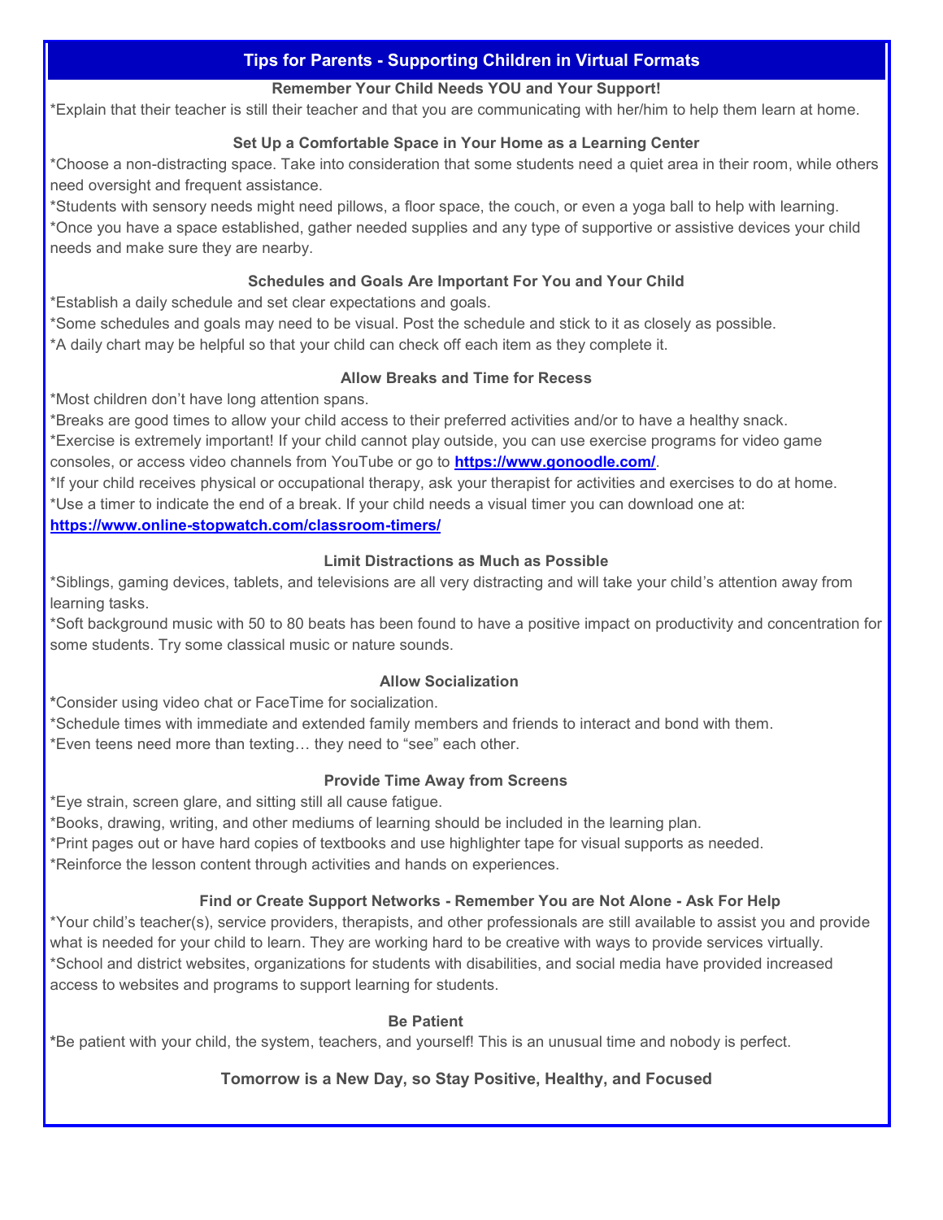## Tips for Parents - Supporting Children in Virtual Formats

### Remember Your Child Needs YOU and Your Support!

*Explain that their teacher is still their teacher and that you are communicating with her/him to help them learn at home.

### Set Up a Comfortable Space in Your Home as a Learning Center

*Choose a non-distracting space. Take into consideration that some students need a quiet area in their room, while others need oversight and frequent assistance.
*Students with sensory needs might need pillows, a floor space, the couch, or even a yoga ball to help with learning.
*Once you have a space established, gather needed supplies and any type of supportive or assistive devices your child needs and make sure they are nearby.

### Schedules and Goals Are Important For You and Your Child

*Establish a daily schedule and set clear expectations and goals.
*Some schedules and goals may need to be visual. Post the schedule and stick to it as closely as possible.
*A daily chart may be helpful so that your child can check off each item as they complete it.

### Allow Breaks and Time for Recess

*Most children don't have long attention spans.
*Breaks are good times to allow your child access to their preferred activities and/or to have a healthy snack.
*Exercise is extremely important! If your child cannot play outside, you can use exercise programs for video game consoles, or access video channels from YouTube or go to **https://www.gonoodle.com/**.
*If your child receives physical or occupational therapy, ask your therapist for activities and exercises to do at home.
*Use a timer to indicate the end of a break. If your child needs a visual timer you can download one at:
**https://www.online-stopwatch.com/classroom-timers/**

### Limit Distractions as Much as Possible

*Siblings, gaming devices, tablets, and televisions are all very distracting and will take your child's attention away from learning tasks.
*Soft background music with 50 to 80 beats has been found to have a positive impact on productivity and concentration for some students. Try some classical music or nature sounds.

### Allow Socialization

*Consider using video chat or FaceTime for socialization.
*Schedule times with immediate and extended family members and friends to interact and bond with them.
*Even teens need more than texting… they need to "see" each other.

### Provide Time Away from Screens

*Eye strain, screen glare, and sitting still all cause fatigue.
*Books, drawing, writing, and other mediums of learning should be included in the learning plan.
*Print pages out or have hard copies of textbooks and use highlighter tape for visual supports as needed.
*Reinforce the lesson content through activities and hands on experiences.

### Find or Create Support Networks - Remember You are Not Alone - Ask For Help

*Your child's teacher(s), service providers, therapists, and other professionals are still available to assist you and provide what is needed for your child to learn. They are working hard to be creative with ways to provide services virtually.
*School and district websites, organizations for students with disabilities, and social media have provided increased access to websites and programs to support learning for students.

### Be Patient

*Be patient with your child, the system, teachers, and yourself! This is an unusual time and nobody is perfect.

### Tomorrow is a New Day, so Stay Positive, Healthy, and Focused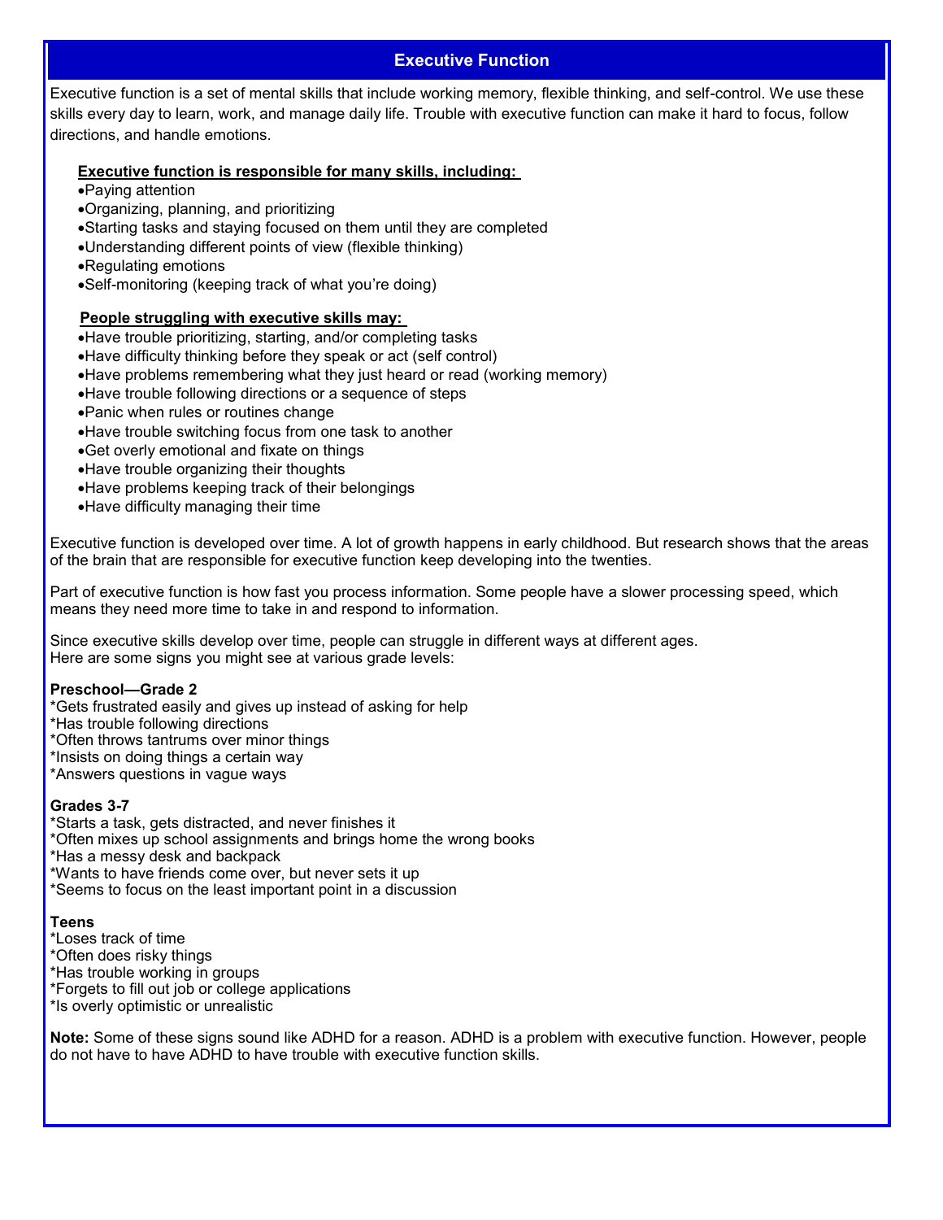## Executive Function

Executive function is a set of mental skills that include working memory, flexible thinking, and self-control. We use these skills every day to learn, work, and manage daily life. Trouble with executive function can make it hard to focus, follow directions, and handle emotions.

**Executive function is responsible for many skills, including:**

- Paying attention
- Organizing, planning, and prioritizing
- Starting tasks and staying focused on them until they are completed
- Understanding different points of view (flexible thinking)
- Regulating emotions
- Self-monitoring (keeping track of what you're doing)

**People struggling with executive skills may:**

- Have trouble prioritizing, starting, and/or completing tasks
- Have difficulty thinking before they speak or act (self control)
- Have problems remembering what they just heard or read (working memory)
- Have trouble following directions or a sequence of steps
- Panic when rules or routines change
- Have trouble switching focus from one task to another
- Get overly emotional and fixate on things
- Have trouble organizing their thoughts
- Have problems keeping track of their belongings
- Have difficulty managing their time

Executive function is developed over time. A lot of growth happens in early childhood. But research shows that the areas of the brain that are responsible for executive function keep developing into the twenties.

Part of executive function is how fast you process information. Some people have a slower processing speed, which means they need more time to take in and respond to information.

Since executive skills develop over time, people can struggle in different ways at different ages.
Here are some signs you might see at various grade levels:

**Preschool—Grade 2**
*Gets frustrated easily and gives up instead of asking for help
*Has trouble following directions
*Often throws tantrums over minor things
*Insists on doing things a certain way
*Answers questions in vague ways

**Grades 3-7**
*Starts a task, gets distracted, and never finishes it
*Often mixes up school assignments and brings home the wrong books
*Has a messy desk and backpack
*Wants to have friends come over, but never sets it up
*Seems to focus on the least important point in a discussion

**Teens**
*Loses track of time
*Often does risky things
*Has trouble working in groups
*Forgets to fill out job or college applications
*Is overly optimistic or unrealistic

**Note:** Some of these signs sound like ADHD for a reason. ADHD is a problem with executive function. However, people do not have to have ADHD to have trouble with executive function skills.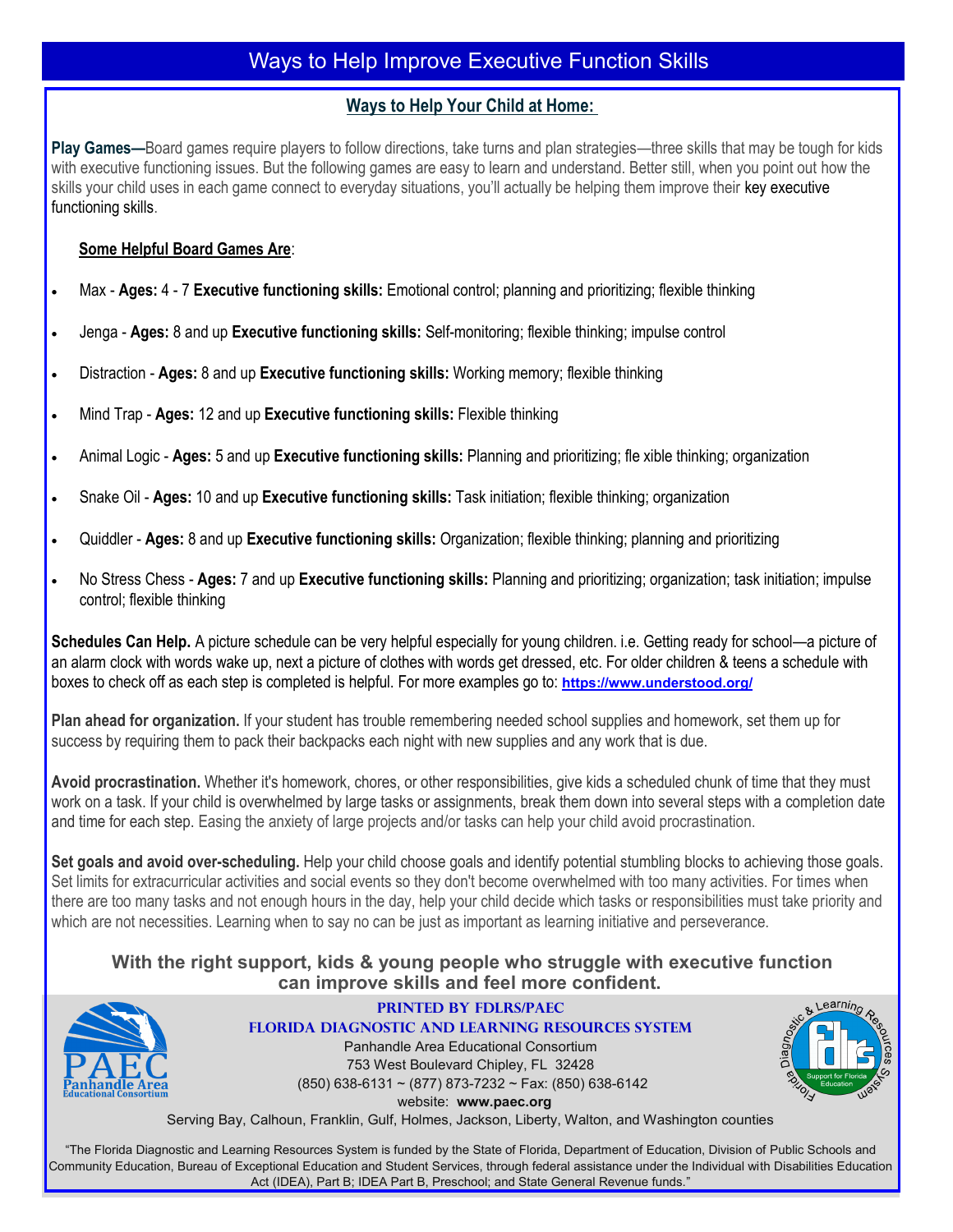# Ways to Help Improve Executive Function Skills

## Ways to Help Your Child at Home:

**Play Games—**Board games require players to follow directions, take turns and plan strategies—three skills that may be tough for kids with executive functioning issues. But the following games are easy to learn and understand. Better still, when you point out how the skills your child uses in each game connect to everyday situations, you'll actually be helping them improve their key executive functioning skills.

**Some Helpful Board Games Are**:

- Max - **Ages:** 4 - 7 **Executive functioning skills:** Emotional control; planning and prioritizing; flexible thinking
- Jenga - **Ages:** 8 and up **Executive functioning skills:** Self-monitoring; flexible thinking; impulse control
- Distraction - **Ages:** 8 and up **Executive functioning skills:** Working memory; flexible thinking
- Mind Trap - **Ages:** 12 and up **Executive functioning skills:** Flexible thinking
- Animal Logic - **Ages:** 5 and up **Executive functioning skills:** Planning and prioritizing; fle xible thinking; organization
- Snake Oil - **Ages:** 10 and up **Executive functioning skills:** Task initiation; flexible thinking; organization
- Quiddler - **Ages:** 8 and up **Executive functioning skills:** Organization; flexible thinking; planning and prioritizing
- No Stress Chess - **Ages:** 7 and up **Executive functioning skills:** Planning and prioritizing; organization; task initiation; impulse control; flexible thinking

**Schedules Can Help.** A picture schedule can be very helpful especially for young children. i.e. Getting ready for school—a picture of an alarm clock with words wake up, next a picture of clothes with words get dressed, etc. For older children & teens a schedule with boxes to check off as each step is completed is helpful. For more examples go to: https://www.understood.org/

**Plan ahead for organization.** If your student has trouble remembering needed school supplies and homework, set them up for success by requiring them to pack their backpacks each night with new supplies and any work that is due.

**Avoid procrastination.** Whether it's homework, chores, or other responsibilities, give kids a scheduled chunk of time that they must work on a task. If your child is overwhelmed by large tasks or assignments, break them down into several steps with a completion date and time for each step. Easing the anxiety of large projects and/or tasks can help your child avoid procrastination.

**Set goals and avoid over-scheduling.** Help your child choose goals and identify potential stumbling blocks to achieving those goals. Set limits for extracurricular activities and social events so they don't become overwhelmed with too many activities. For times when there are too many tasks and not enough hours in the day, help your child decide which tasks or responsibilities must take priority and which are not necessities. Learning when to say no can be just as important as learning initiative and perseverance.

**With the right support, kids & young people who struggle with executive function can improve skills and feel more confident.**

PAEC
Panhandle Area Educational Consortium

**PRINTED BY FDLRS/PAEC**
**FLORIDA DIAGNOSTIC AND LEARNING RESOURCES SYSTEM**
Panhandle Area Educational Consortium
753 West Boulevard Chipley, FL 32428
(850) 638-6131 ~ (877) 873-7232 ~ Fax: (850) 638-6142
website: **www.paec.org**
Serving Bay, Calhoun, Franklin, Gulf, Holmes, Jackson, Liberty, Walton, and Washington counties

Florida Diagnostic & Learning Resources System
fdlrs
Support for Florida Education

"The Florida Diagnostic and Learning Resources System is funded by the State of Florida, Department of Education, Division of Public Schools and Community Education, Bureau of Exceptional Education and Student Services, through federal assistance under the Individual with Disabilities Education Act (IDEA), Part B; IDEA Part B, Preschool; and State General Revenue funds."